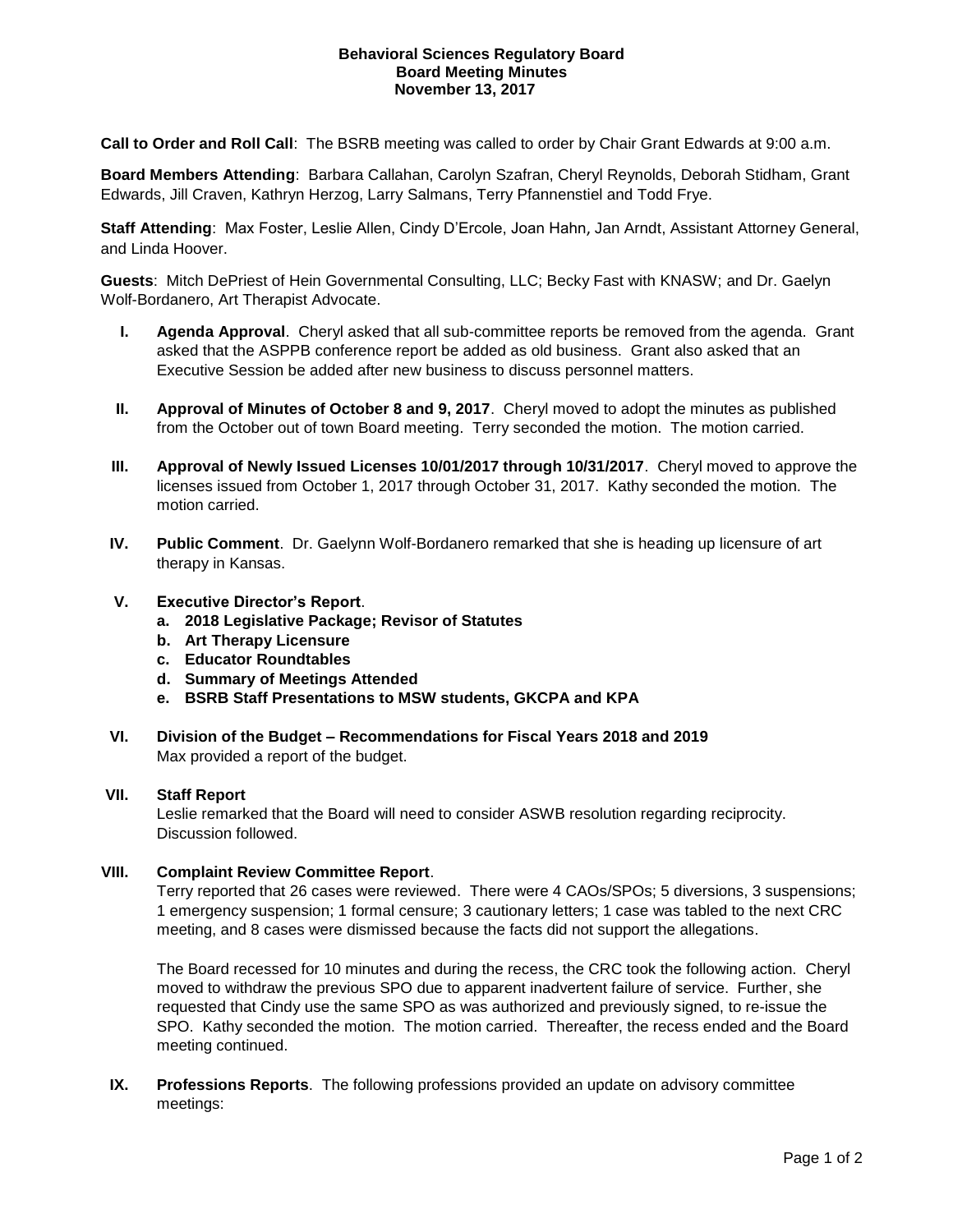**Behavioral Sciences Regulatory Board**
**Board Meeting Minutes**
**November 13, 2017**

**Call to Order and Roll Call**: The BSRB meeting was called to order by Chair Grant Edwards at 9:00 a.m.

**Board Members Attending**: Barbara Callahan, Carolyn Szafran, Cheryl Reynolds, Deborah Stidham, Grant Edwards, Jill Craven, Kathryn Herzog, Larry Salmans, Terry Pfannenstiel and Todd Frye.

**Staff Attending**: Max Foster, Leslie Allen, Cindy D'Ercole, Joan Hahn, Jan Arndt, Assistant Attorney General, and Linda Hoover.

**Guests**: Mitch DePriest of Hein Governmental Consulting, LLC; Becky Fast with KNASW; and Dr. Gaelyn Wolf-Bordanero, Art Therapist Advocate.

**I. Agenda Approval**. Cheryl asked that all sub-committee reports be removed from the agenda. Grant asked that the ASPPB conference report be added as old business. Grant also asked that an Executive Session be added after new business to discuss personnel matters.

**II. Approval of Minutes of October 8 and 9, 2017**. Cheryl moved to adopt the minutes as published from the October out of town Board meeting. Terry seconded the motion. The motion carried.

**III. Approval of Newly Issued Licenses 10/01/2017 through 10/31/2017**. Cheryl moved to approve the licenses issued from October 1, 2017 through October 31, 2017. Kathy seconded the motion. The motion carried.

**IV. Public Comment**. Dr. Gaelynn Wolf-Bordanero remarked that she is heading up licensure of art therapy in Kansas.

**V. Executive Director's Report**.

- **a. 2018 Legislative Package; Revisor of Statutes**
- **b. Art Therapy Licensure**
- **c. Educator Roundtables**
- **d. Summary of Meetings Attended**
- **e. BSRB Staff Presentations to MSW students, GKCPA and KPA**

**VI. Division of the Budget – Recommendations for Fiscal Years 2018 and 2019**
Max provided a report of the budget.

**VII. Staff Report**
Leslie remarked that the Board will need to consider ASWB resolution regarding reciprocity. Discussion followed.

**VIII. Complaint Review Committee Report**.
Terry reported that 26 cases were reviewed. There were 4 CAOs/SPOs; 5 diversions, 3 suspensions; 1 emergency suspension; 1 formal censure; 3 cautionary letters; 1 case was tabled to the next CRC meeting, and 8 cases were dismissed because the facts did not support the allegations.

The Board recessed for 10 minutes and during the recess, the CRC took the following action. Cheryl moved to withdraw the previous SPO due to apparent inadvertent failure of service. Further, she requested that Cindy use the same SPO as was authorized and previously signed, to re-issue the SPO. Kathy seconded the motion. The motion carried. Thereafter, the recess ended and the Board meeting continued.

**IX. Professions Reports**. The following professions provided an update on advisory committee meetings: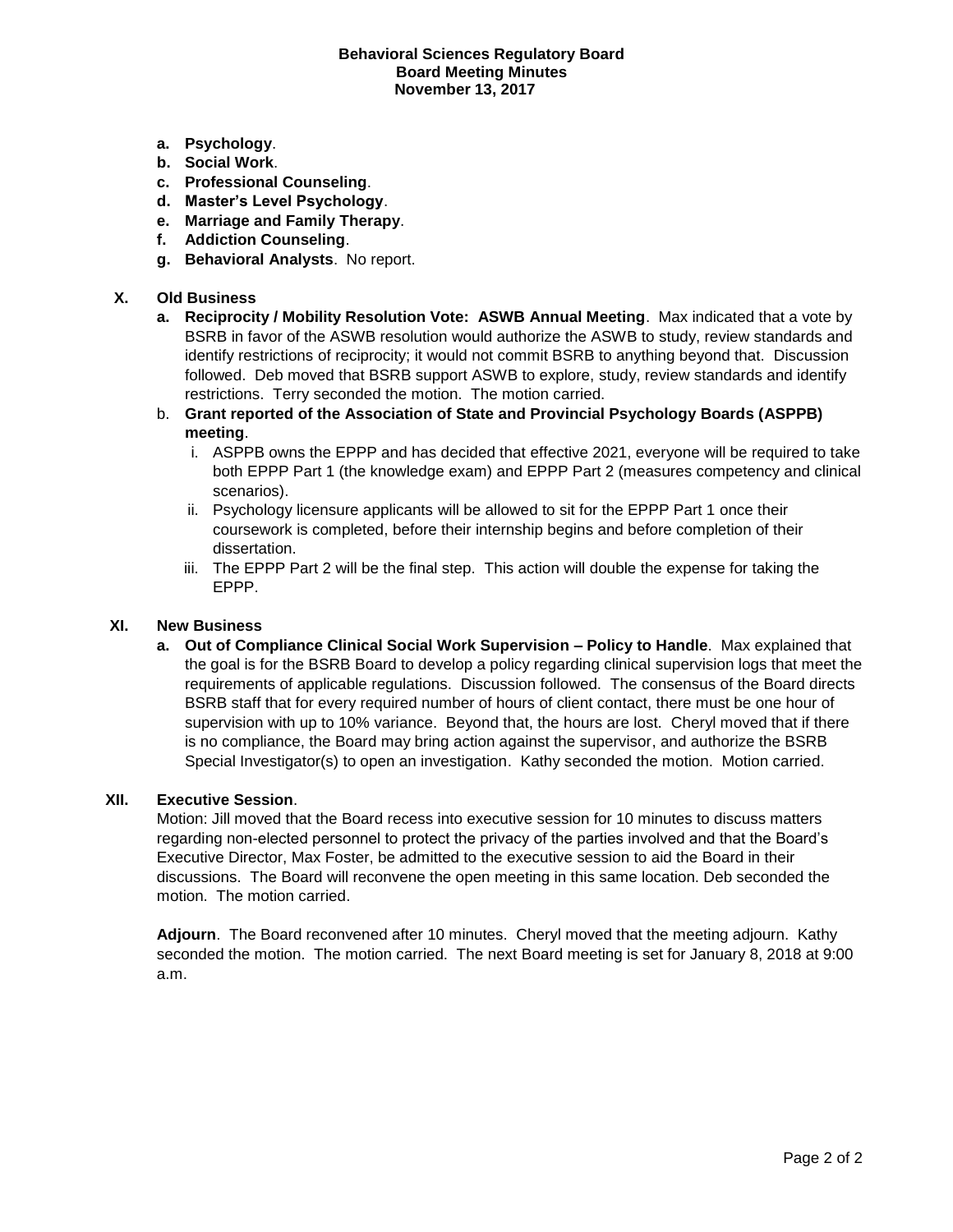**Behavioral Sciences Regulatory Board**
**Board Meeting Minutes**
**November 13, 2017**

a. **Psychology**.
b. **Social Work**.
c. **Professional Counseling**.
d. **Master's Level Psychology**.
e. **Marriage and Family Therapy**.
f. **Addiction Counseling**.
g. **Behavioral Analysts**. No report.

## X. Old Business

a. **Reciprocity / Mobility Resolution Vote: ASWB Annual Meeting**. Max indicated that a vote by BSRB in favor of the ASWB resolution would authorize the ASWB to study, review standards and identify restrictions of reciprocity; it would not commit BSRB to anything beyond that. Discussion followed. Deb moved that BSRB support ASWB to explore, study, review standards and identify restrictions. Terry seconded the motion. The motion carried.

b. **Grant reported of the Association of State and Provincial Psychology Boards (ASPPB) meeting**.
   i. ASPPB owns the EPPP and has decided that effective 2021, everyone will be required to take both EPPP Part 1 (the knowledge exam) and EPPP Part 2 (measures competency and clinical scenarios).
   ii. Psychology licensure applicants will be allowed to sit for the EPPP Part 1 once their coursework is completed, before their internship begins and before completion of their dissertation.
   iii. The EPPP Part 2 will be the final step. This action will double the expense for taking the EPPP.

## XI. New Business

a. **Out of Compliance Clinical Social Work Supervision – Policy to Handle**. Max explained that the goal is for the BSRB Board to develop a policy regarding clinical supervision logs that meet the requirements of applicable regulations. Discussion followed. The consensus of the Board directs BSRB staff that for every required number of hours of client contact, there must be one hour of supervision with up to 10% variance. Beyond that, the hours are lost. Cheryl moved that if there is no compliance, the Board may bring action against the supervisor, and authorize the BSRB Special Investigator(s) to open an investigation. Kathy seconded the motion. Motion carried.

## XII. Executive Session.

Motion: Jill moved that the Board recess into executive session for 10 minutes to discuss matters regarding non-elected personnel to protect the privacy of the parties involved and that the Board's Executive Director, Max Foster, be admitted to the executive session to aid the Board in their discussions. The Board will reconvene the open meeting in this same location. Deb seconded the motion. The motion carried.

**Adjourn**. The Board reconvened after 10 minutes. Cheryl moved that the meeting adjourn. Kathy seconded the motion. The motion carried. The next Board meeting is set for January 8, 2018 at 9:00 a.m.